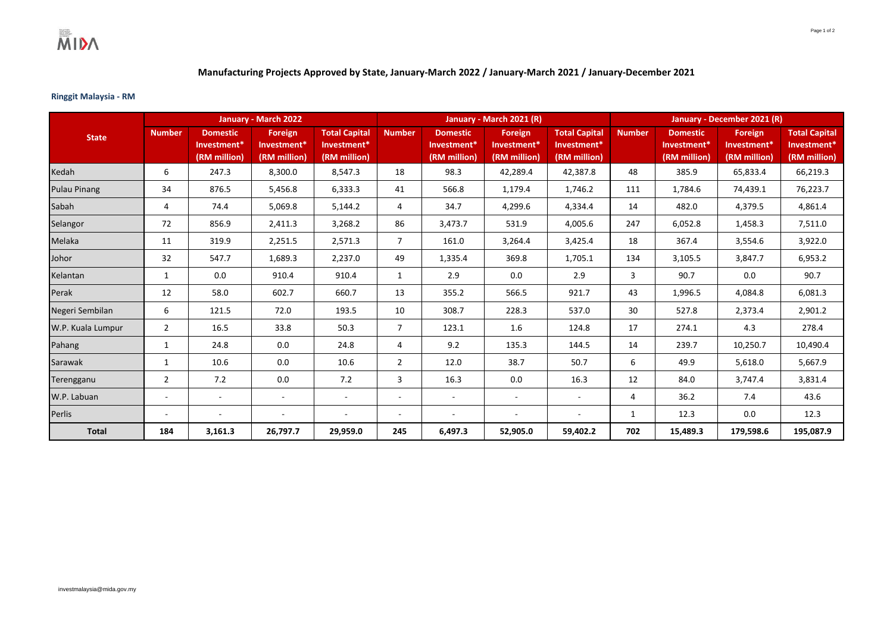## Manufacturing Projects Approved by State, January-March 2022 / January-March 2021 / January-December 2021

**Ringgit Malaysia - RM**

| State | January - March 2022 | | | | January - March 2021 (R) | | | | January - December 2021 (R) | | | |
|---|---|---|---|---|---|---|---|---|---|---|---|---|
| | Number | Domestic Investment* (RM million) | Foreign Investment* (RM million) | Total Capital Investment* (RM million) | Number | Domestic Investment* (RM million) | Foreign Investment* (RM million) | Total Capital Investment* (RM million) | Number | Domestic Investment* (RM million) | Foreign Investment* (RM million) | Total Capital Investment* (RM million) |
| Kedah | 6 | 247.3 | 8,300.0 | 8,547.3 | 18 | 98.3 | 42,289.4 | 42,387.8 | 48 | 385.9 | 65,833.4 | 66,219.3 |
| Pulau Pinang | 34 | 876.5 | 5,456.8 | 6,333.3 | 41 | 566.8 | 1,179.4 | 1,746.2 | 111 | 1,784.6 | 74,439.1 | 76,223.7 |
| Sabah | 4 | 74.4 | 5,069.8 | 5,144.2 | 4 | 34.7 | 4,299.6 | 4,334.4 | 14 | 482.0 | 4,379.5 | 4,861.4 |
| Selangor | 72 | 856.9 | 2,411.3 | 3,268.2 | 86 | 3,473.7 | 531.9 | 4,005.6 | 247 | 6,052.8 | 1,458.3 | 7,511.0 |
| Melaka | 11 | 319.9 | 2,251.5 | 2,571.3 | 7 | 161.0 | 3,264.4 | 3,425.4 | 18 | 367.4 | 3,554.6 | 3,922.0 |
| Johor | 32 | 547.7 | 1,689.3 | 2,237.0 | 49 | 1,335.4 | 369.8 | 1,705.1 | 134 | 3,105.5 | 3,847.7 | 6,953.2 |
| Kelantan | 1 | 0.0 | 910.4 | 910.4 | 1 | 2.9 | 0.0 | 2.9 | 3 | 90.7 | 0.0 | 90.7 |
| Perak | 12 | 58.0 | 602.7 | 660.7 | 13 | 355.2 | 566.5 | 921.7 | 43 | 1,996.5 | 4,084.8 | 6,081.3 |
| Negeri Sembilan | 6 | 121.5 | 72.0 | 193.5 | 10 | 308.7 | 228.3 | 537.0 | 30 | 527.8 | 2,373.4 | 2,901.2 |
| W.P. Kuala Lumpur | 2 | 16.5 | 33.8 | 50.3 | 7 | 123.1 | 1.6 | 124.8 | 17 | 274.1 | 4.3 | 278.4 |
| Pahang | 1 | 24.8 | 0.0 | 24.8 | 4 | 9.2 | 135.3 | 144.5 | 14 | 239.7 | 10,250.7 | 10,490.4 |
| Sarawak | 1 | 10.6 | 0.0 | 10.6 | 2 | 12.0 | 38.7 | 50.7 | 6 | 49.9 | 5,618.0 | 5,667.9 |
| Terengganu | 2 | 7.2 | 0.0 | 7.2 | 3 | 16.3 | 0.0 | 16.3 | 12 | 84.0 | 3,747.4 | 3,831.4 |
| W.P. Labuan | - | - | - | - | - | - | - | - | 4 | 36.2 | 7.4 | 43.6 |
| Perlis | - | - | - | - | - | - | - | - | 1 | 12.3 | 0.0 | 12.3 |
| **Total** | **184** | **3,161.3** | **26,797.7** | **29,959.0** | **245** | **6,497.3** | **52,905.0** | **59,402.2** | **702** | **15,489.3** | **179,598.6** | **195,087.9** |

investmalaysia@mida.gov.my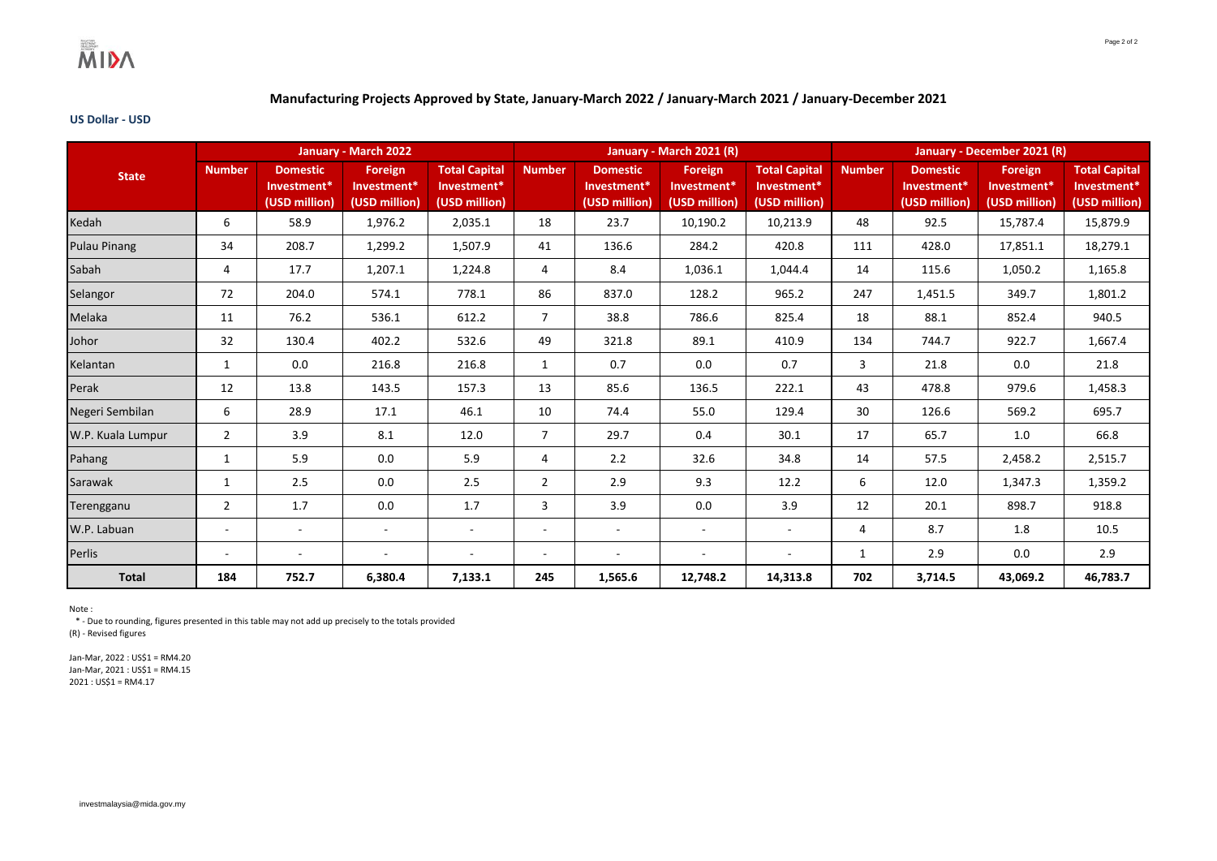## Manufacturing Projects Approved by State, January-March 2022 / January-March 2021 / January-December 2021

**US Dollar - USD**

| State | January - March 2022 | | | | January - March 2021 (R) | | | | January - December 2021 (R) | | | |
|---|---|---|---|---|---|---|---|---|---|---|---|---|
| | Number | Domestic Investment* (USD million) | Foreign Investment* (USD million) | Total Capital Investment* (USD million) | Number | Domestic Investment* (USD million) | Foreign Investment* (USD million) | Total Capital Investment* (USD million) | Number | Domestic Investment* (USD million) | Foreign Investment* (USD million) | Total Capital Investment* (USD million) |
| Kedah | 6 | 58.9 | 1,976.2 | 2,035.1 | 18 | 23.7 | 10,190.2 | 10,213.9 | 48 | 92.5 | 15,787.4 | 15,879.9 |
| Pulau Pinang | 34 | 208.7 | 1,299.2 | 1,507.9 | 41 | 136.6 | 284.2 | 420.8 | 111 | 428.0 | 17,851.1 | 18,279.1 |
| Sabah | 4 | 17.7 | 1,207.1 | 1,224.8 | 4 | 8.4 | 1,036.1 | 1,044.4 | 14 | 115.6 | 1,050.2 | 1,165.8 |
| Selangor | 72 | 204.0 | 574.1 | 778.1 | 86 | 837.0 | 128.2 | 965.2 | 247 | 1,451.5 | 349.7 | 1,801.2 |
| Melaka | 11 | 76.2 | 536.1 | 612.2 | 7 | 38.8 | 786.6 | 825.4 | 18 | 88.1 | 852.4 | 940.5 |
| Johor | 32 | 130.4 | 402.2 | 532.6 | 49 | 321.8 | 89.1 | 410.9 | 134 | 744.7 | 922.7 | 1,667.4 |
| Kelantan | 1 | 0.0 | 216.8 | 216.8 | 1 | 0.7 | 0.0 | 0.7 | 3 | 21.8 | 0.0 | 21.8 |
| Perak | 12 | 13.8 | 143.5 | 157.3 | 13 | 85.6 | 136.5 | 222.1 | 43 | 478.8 | 979.6 | 1,458.3 |
| Negeri Sembilan | 6 | 28.9 | 17.1 | 46.1 | 10 | 74.4 | 55.0 | 129.4 | 30 | 126.6 | 569.2 | 695.7 |
| W.P. Kuala Lumpur | 2 | 3.9 | 8.1 | 12.0 | 7 | 29.7 | 0.4 | 30.1 | 17 | 65.7 | 1.0 | 66.8 |
| Pahang | 1 | 5.9 | 0.0 | 5.9 | 4 | 2.2 | 32.6 | 34.8 | 14 | 57.5 | 2,458.2 | 2,515.7 |
| Sarawak | 1 | 2.5 | 0.0 | 2.5 | 2 | 2.9 | 9.3 | 12.2 | 6 | 12.0 | 1,347.3 | 1,359.2 |
| Terengganu | 2 | 1.7 | 0.0 | 1.7 | 3 | 3.9 | 0.0 | 3.9 | 12 | 20.1 | 898.7 | 918.8 |
| W.P. Labuan | - | - | - | - | - | - | - | - | 4 | 8.7 | 1.8 | 10.5 |
| Perlis | - | - | - | - | - | - | - | - | 1 | 2.9 | 0.0 | 2.9 |
| **Total** | **184** | **752.7** | **6,380.4** | **7,133.1** | **245** | **1,565.6** | **12,748.2** | **14,313.8** | **702** | **3,714.5** | **43,069.2** | **46,783.7** |

Note :
* - Due to rounding, figures presented in this table may not add up precisely to the totals provided
(R) - Revised figures

Jan-Mar, 2022 : US$1 = RM4.20
Jan-Mar, 2021 : US$1 = RM4.15
2021 : US$1 = RM4.17

investmalaysia@mida.gov.my